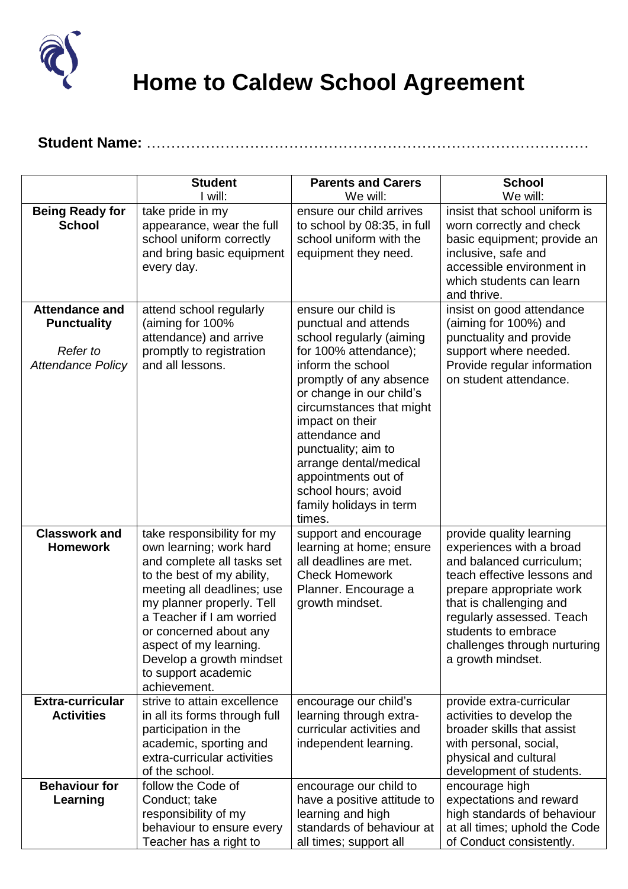# Home to Caldew School Agreement

**Student Name:** ……………………………………………………………………………

| | **Student**<br>I will: | **Parents and Carers**<br>We will: | **School**<br>We will: |
|---|---|---|---|
| **Being Ready for School** | take pride in my appearance, wear the full school uniform correctly and bring basic equipment every day. | ensure our child arrives to school by 08:35, in full school uniform with the equipment they need. | insist that school uniform is worn correctly and check basic equipment; provide an inclusive, safe and accessible environment in which students can learn and thrive. |
| **Attendance and Punctuality**<br><br>*Refer to Attendance Policy* | attend school regularly (aiming for 100% attendance) and arrive promptly to registration and all lessons. | ensure our child is punctual and attends school regularly (aiming for 100% attendance); inform the school promptly of any absence or change in our child's circumstances that might impact on their attendance and punctuality; aim to arrange dental/medical appointments out of school hours; avoid family holidays in term times. | insist on good attendance (aiming for 100%) and punctuality and provide support where needed. Provide regular information on student attendance. |
| **Classwork and Homework** | take responsibility for my own learning; work hard and complete all tasks set to the best of my ability, meeting all deadlines; use my planner properly. Tell a Teacher if I am worried or concerned about any aspect of my learning. Develop a growth mindset to support academic achievement. | support and encourage learning at home; ensure all deadlines are met. Check Homework Planner. Encourage a growth mindset. | provide quality learning experiences with a broad and balanced curriculum; teach effective lessons and prepare appropriate work that is challenging and regularly assessed. Teach students to embrace challenges through nurturing a growth mindset. |
| **Extra-curricular Activities** | strive to attain excellence in all its forms through full participation in the academic, sporting and extra-curricular activities of the school. | encourage our child's learning through extra-curricular activities and independent learning. | provide extra-curricular activities to develop the broader skills that assist with personal, social, physical and cultural development of students. |
| **Behaviour for Learning** | follow the Code of Conduct; take responsibility of my behaviour to ensure every Teacher has a right to | encourage our child to have a positive attitude to learning and high standards of behaviour at all times; support all | encourage high expectations and reward high standards of behaviour at all times; uphold the Code of Conduct consistently. |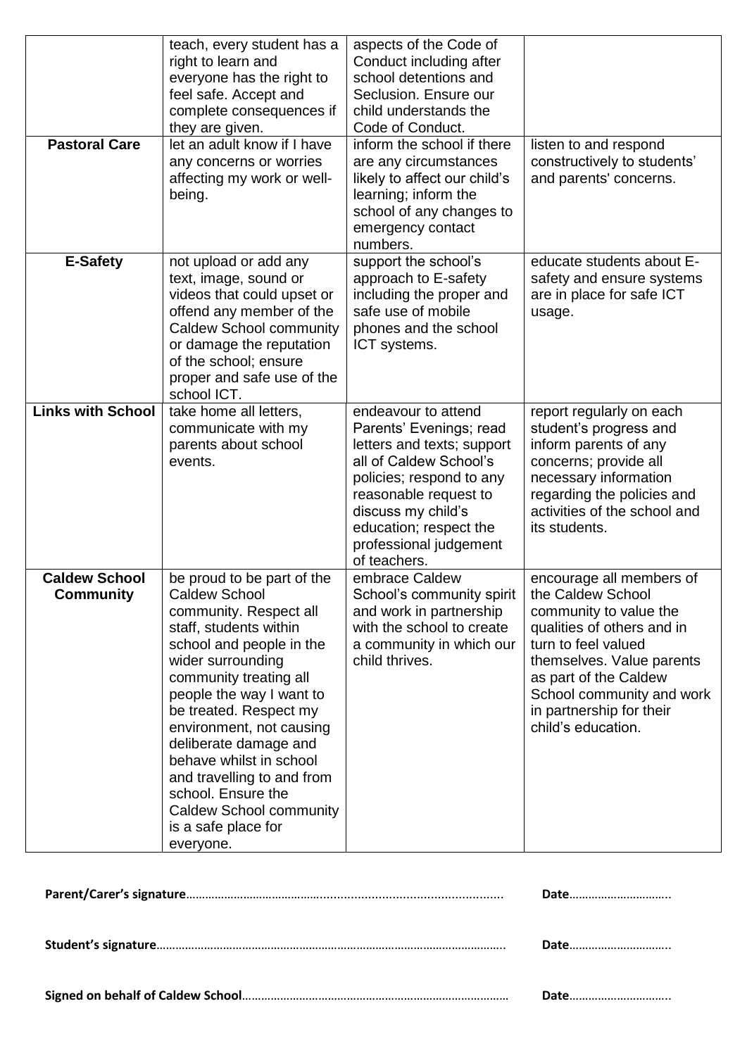| | | | |
|---|---|---|---|
| | teach, every student has a right to learn and everyone has the right to feel safe. Accept and complete consequences if they are given. | aspects of the Code of Conduct including after school detentions and Seclusion. Ensure our child understands the Code of Conduct. | |
| **Pastoral Care** | let an adult know if I have any concerns or worries affecting my work or well-being. | inform the school if there are any circumstances likely to affect our child's learning; inform the school of any changes to emergency contact numbers. | listen to and respond constructively to students' and parents' concerns. |
| **E-Safety** | not upload or add any text, image, sound or videos that could upset or offend any member of the Caldew School community or damage the reputation of the school; ensure proper and safe use of the school ICT. | support the school's approach to E-safety including the proper and safe use of mobile phones and the school ICT systems. | educate students about E-safety and ensure systems are in place for safe ICT usage. |
| **Links with School** | take home all letters, communicate with my parents about school events. | endeavour to attend Parents' Evenings; read letters and texts; support all of Caldew School's policies; respond to any reasonable request to discuss my child's education; respect the professional judgement of teachers. | report regularly on each student's progress and inform parents of any concerns; provide all necessary information regarding the policies and activities of the school and its students. |
| **Caldew School Community** | be proud to be part of the Caldew School community. Respect all staff, students within school and people in the wider surrounding community treating all people the way I want to be treated. Respect my environment, not causing deliberate damage and behave whilst in school and travelling to and from school. Ensure the Caldew School community is a safe place for everyone. | embrace Caldew School's community spirit and work in partnership with the school to create a community in which our child thrives. | encourage all members of the Caldew School community to value the qualities of others and in turn to feel valued themselves. Value parents as part of the Caldew School community and work in partnership for their child's education. |

**Parent/Carer's signature**……………………………………………………………………………… **Date**…………………………..

**Student's signature**……………………………………………………………………………………… **Date**…………………………..

**Signed on behalf of Caldew School**……………………………………………………………………… **Date**…………………………..